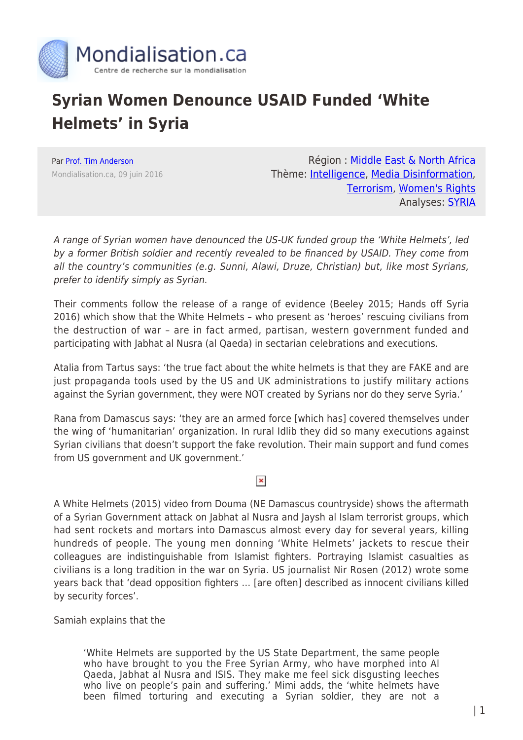# Syrian Women Denounce USAID Funded 'White Helmets' in Syria

Par Prof. Tim Anderson
Mondialisation.ca, 09 juin 2016

Région : Middle East & North Africa
Thème: Intelligence, Media Disinformation, Terrorism, Women's Rights
Analyses: SYRIA

*A range of Syrian women have denounced the US-UK funded group the 'White Helmets', led by a former British soldier and recently revealed to be financed by USAID. They come from all the country's communities (e.g. Sunni, Alawi, Druze, Christian) but, like most Syrians, prefer to identify simply as Syrian.*

Their comments follow the release of a range of evidence (Beeley 2015; Hands off Syria 2016) which show that the White Helmets – who present as 'heroes' rescuing civilians from the destruction of war – are in fact armed, partisan, western government funded and participating with Jabhat al Nusra (al Qaeda) in sectarian celebrations and executions.

Atalia from Tartus says: 'the true fact about the white helmets is that they are FAKE and are just propaganda tools used by the US and UK administrations to justify military actions against the Syrian government, they were NOT created by Syrians nor do they serve Syria.'

Rana from Damascus says: 'they are an armed force [which has] covered themselves under the wing of 'humanitarian' organization. In rural Idlib they did so many executions against Syrian civilians that doesn't support the fake revolution. Their main support and fund comes from US government and UK government.'

A White Helmets (2015) video from Douma (NE Damascus countryside) shows the aftermath of a Syrian Government attack on Jabhat al Nusra and Jaysh al Islam terrorist groups, which had sent rockets and mortars into Damascus almost every day for several years, killing hundreds of people. The young men donning 'White Helmets' jackets to rescue their colleagues are indistinguishable from Islamist fighters. Portraying Islamist casualties as civilians is a long tradition in the war on Syria. US journalist Nir Rosen (2012) wrote some years back that 'dead opposition fighters … [are often] described as innocent civilians killed by security forces'.

Samiah explains that the

> 'White Helmets are supported by the US State Department, the same people who have brought to you the Free Syrian Army, who have morphed into Al Qaeda, Jabhat al Nusra and ISIS. They make me feel sick disgusting leeches who live on people's pain and suffering.' Mimi adds, the 'white helmets have been filmed torturing and executing a Syrian soldier, they are not a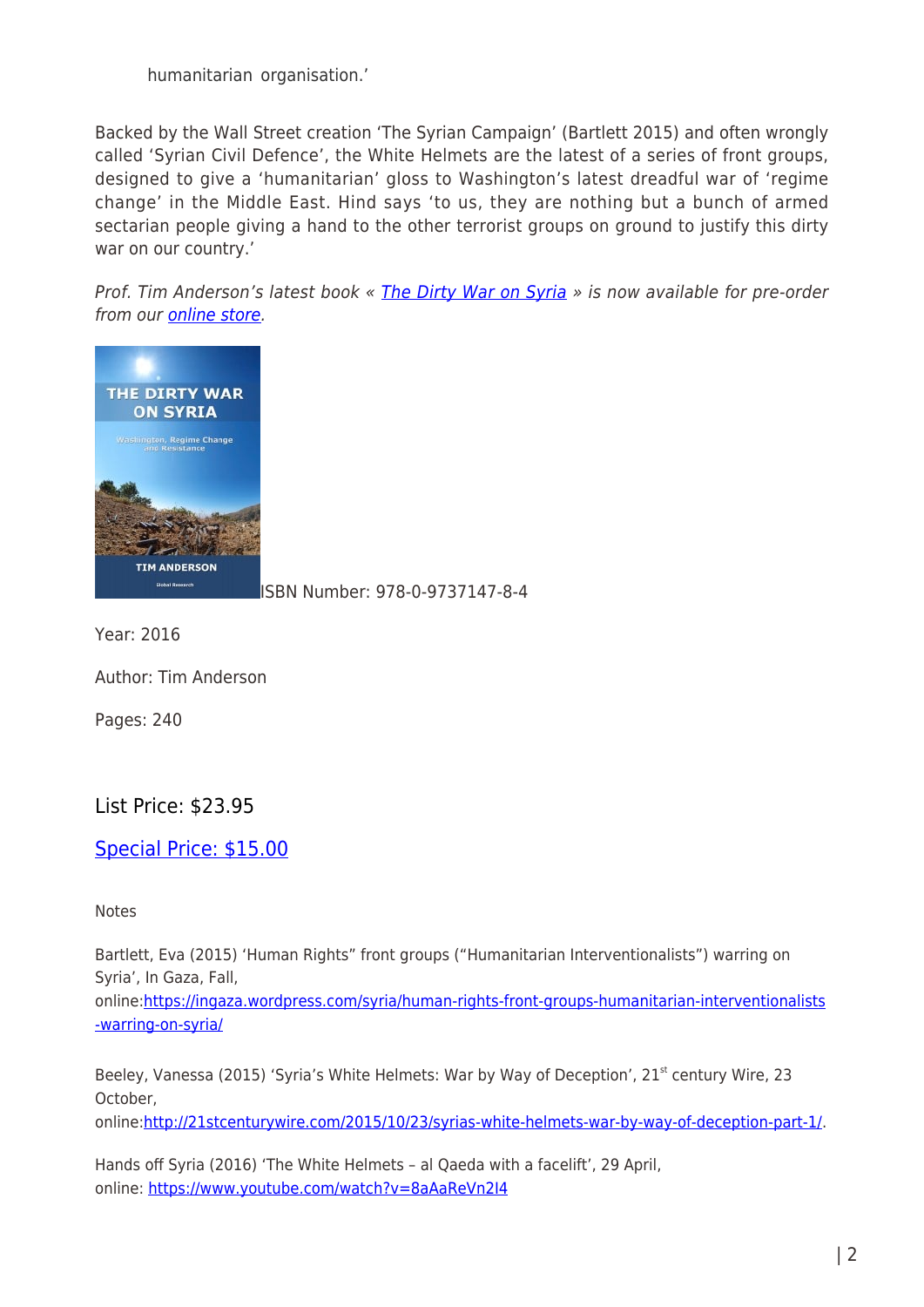humanitarian organisation.'

Backed by the Wall Street creation 'The Syrian Campaign' (Bartlett 2015) and often wrongly called 'Syrian Civil Defence', the White Helmets are the latest of a series of front groups, designed to give a 'humanitarian' gloss to Washington's latest dreadful war of 'regime change' in the Middle East. Hind says 'to us, they are nothing but a bunch of armed sectarian people giving a hand to the other terrorist groups on ground to justify this dirty war on our country.'

*Prof. Tim Anderson's latest book « [The Dirty War on Syria](#) » is now available for pre-order from our [online store](#).*

ISBN Number: 978-0-9737147-8-4

Year: 2016

Author: Tim Anderson

Pages: 240

List Price: $23.95

[Special Price: $15.00](#)

Notes

Bartlett, Eva (2015) 'Human Rights" front groups ("Humanitarian Interventionalists") warring on Syria', In Gaza, Fall, online:https://ingaza.wordpress.com/syria/human-rights-front-groups-humanitarian-interventionalists-warring-on-syria/

Beeley, Vanessa (2015) 'Syria's White Helmets: War by Way of Deception', 21st century Wire, 23 October, online:http://21stcenturywire.com/2015/10/23/syrias-white-helmets-war-by-way-of-deception-part-1/.

Hands off Syria (2016) 'The White Helmets – al Qaeda with a facelift', 29 April, online: https://www.youtube.com/watch?v=8aAaReVn2I4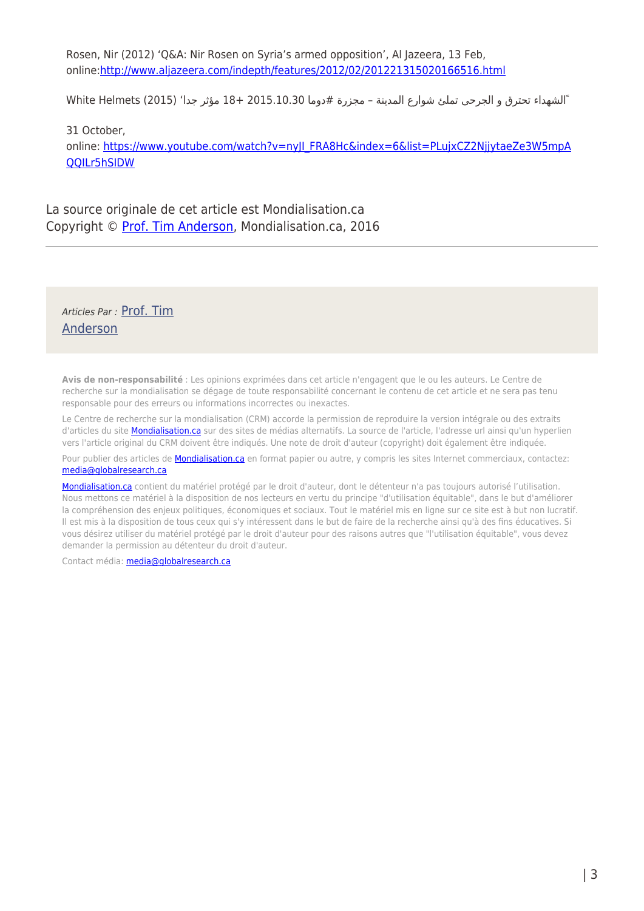Rosen, Nir (2012) 'Q&A: Nir Rosen on Syria's armed opposition', Al Jazeera, 13 Feb, online:http://www.aljazeera.com/indepth/features/2012/02/201221315020166516.html

White Helmets (2015) 'الشهداء تحترق و الجرحى تملئ شوارع المدينة – مجزرة #دوما 2015.10.30 +18 مؤثر جدا'

31 October, online: https://www.youtube.com/watch?v=nyJI_FRA8Hc&index=6&list=PLujxCZ2NjjytaeZe3W5mpAQQILr5hSIDW

La source originale de cet article est Mondialisation.ca
Copyright © Prof. Tim Anderson, Mondialisation.ca, 2016

---

*Articles Par :* Prof. Tim Anderson

**Avis de non-responsabilité** : Les opinions exprimées dans cet article n'engagent que le ou les auteurs. Le Centre de recherche sur la mondialisation se dégage de toute responsabilité concernant le contenu de cet article et ne sera pas tenu responsable pour des erreurs ou informations incorrectes ou inexactes.

Le Centre de recherche sur la mondialisation (CRM) accorde la permission de reproduire la version intégrale ou des extraits d'articles du site Mondialisation.ca sur des sites de médias alternatifs. La source de l'article, l'adresse url ainsi qu'un hyperlien vers l'article original du CRM doivent être indiqués. Une note de droit d'auteur (copyright) doit également être indiquée.

Pour publier des articles de Mondialisation.ca en format papier ou autre, y compris les sites Internet commerciaux, contactez: media@globalresearch.ca

Mondialisation.ca contient du matériel protégé par le droit d'auteur, dont le détenteur n'a pas toujours autorisé l'utilisation. Nous mettons ce matériel à la disposition de nos lecteurs en vertu du principe "d'utilisation équitable", dans le but d'améliorer la compréhension des enjeux politiques, économiques et sociaux. Tout le matériel mis en ligne sur ce site est à but non lucratif. Il est mis à la disposition de tous ceux qui s'y intéressent dans le but de faire de la recherche ainsi qu'à des fins éducatives. Si vous désirez utiliser du matériel protégé par le droit d'auteur pour des raisons autres que "l'utilisation équitable", vous devez demander la permission au détenteur du droit d'auteur.

Contact média: media@globalresearch.ca